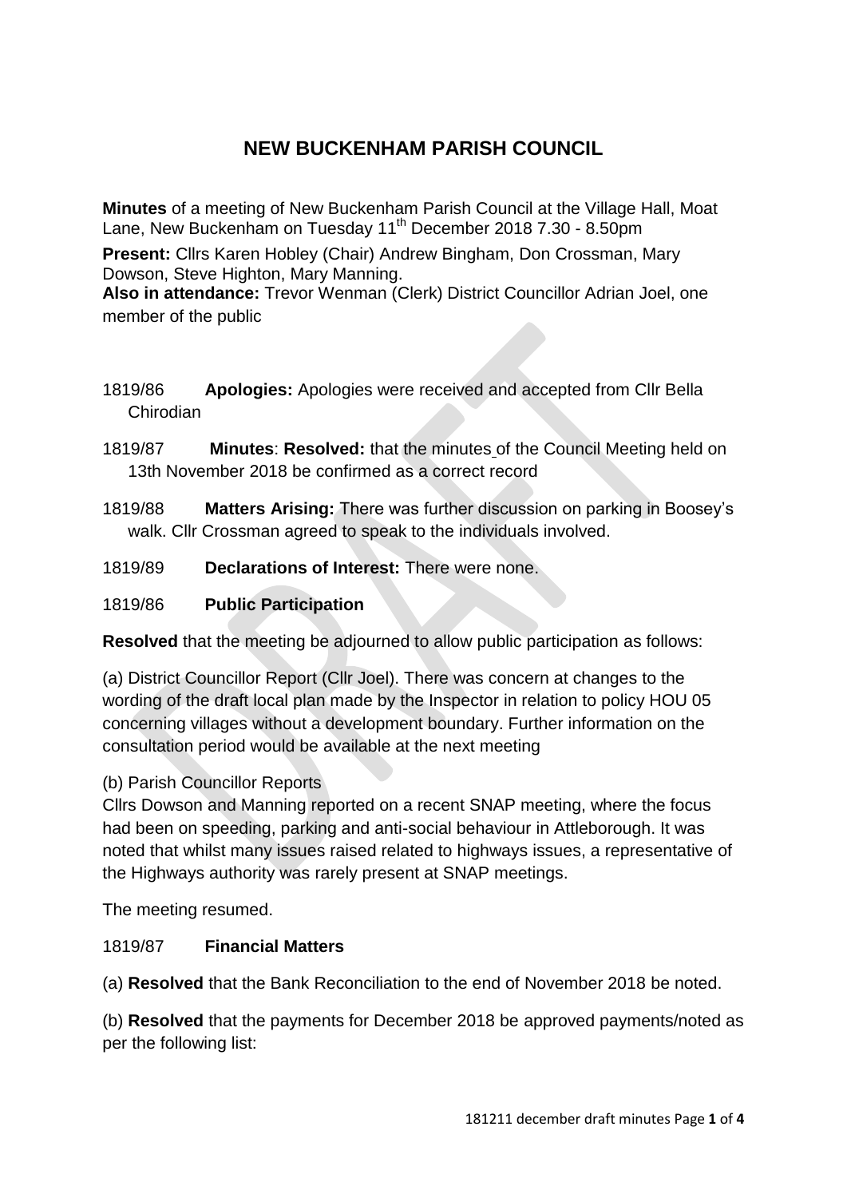# NEW BUCKENHAM PARISH COUNCIL

**Minutes** of a meeting of New Buckenham Parish Council at the Village Hall, Moat Lane, New Buckenham on Tuesday 11th December 2018 7.30 - 8.50pm

**Present:** Cllrs Karen Hobley (Chair) Andrew Bingham, Don Crossman, Mary Dowson, Steve Highton, Mary Manning.

**Also in attendance:** Trevor Wenman (Clerk) District Councillor Adrian Joel, one member of the public

1819/86 **Apologies:** Apologies were received and accepted from Cllr Bella Chirodian

1819/87 **Minutes**: **Resolved:** that the minutes of the Council Meeting held on 13th November 2018 be confirmed as a correct record

1819/88 **Matters Arising:** There was further discussion on parking in Boosey's walk. Cllr Crossman agreed to speak to the individuals involved.

1819/89 **Declarations of Interest:** There were none.

1819/86 **Public Participation**

**Resolved** that the meeting be adjourned to allow public participation as follows:

(a) District Councillor Report (Cllr Joel). There was concern at changes to the wording of the draft local plan made by the Inspector in relation to policy HOU 05 concerning villages without a development boundary. Further information on the consultation period would be available at the next meeting

(b) Parish Councillor Reports

Cllrs Dowson and Manning reported on a recent SNAP meeting, where the focus had been on speeding, parking and anti-social behaviour in Attleborough. It was noted that whilst many issues raised related to highways issues, a representative of the Highways authority was rarely present at SNAP meetings.

The meeting resumed.

1819/87 **Financial Matters**

(a) **Resolved** that the Bank Reconciliation to the end of November 2018 be noted.

(b) **Resolved** that the payments for December 2018 be approved payments/noted as per the following list: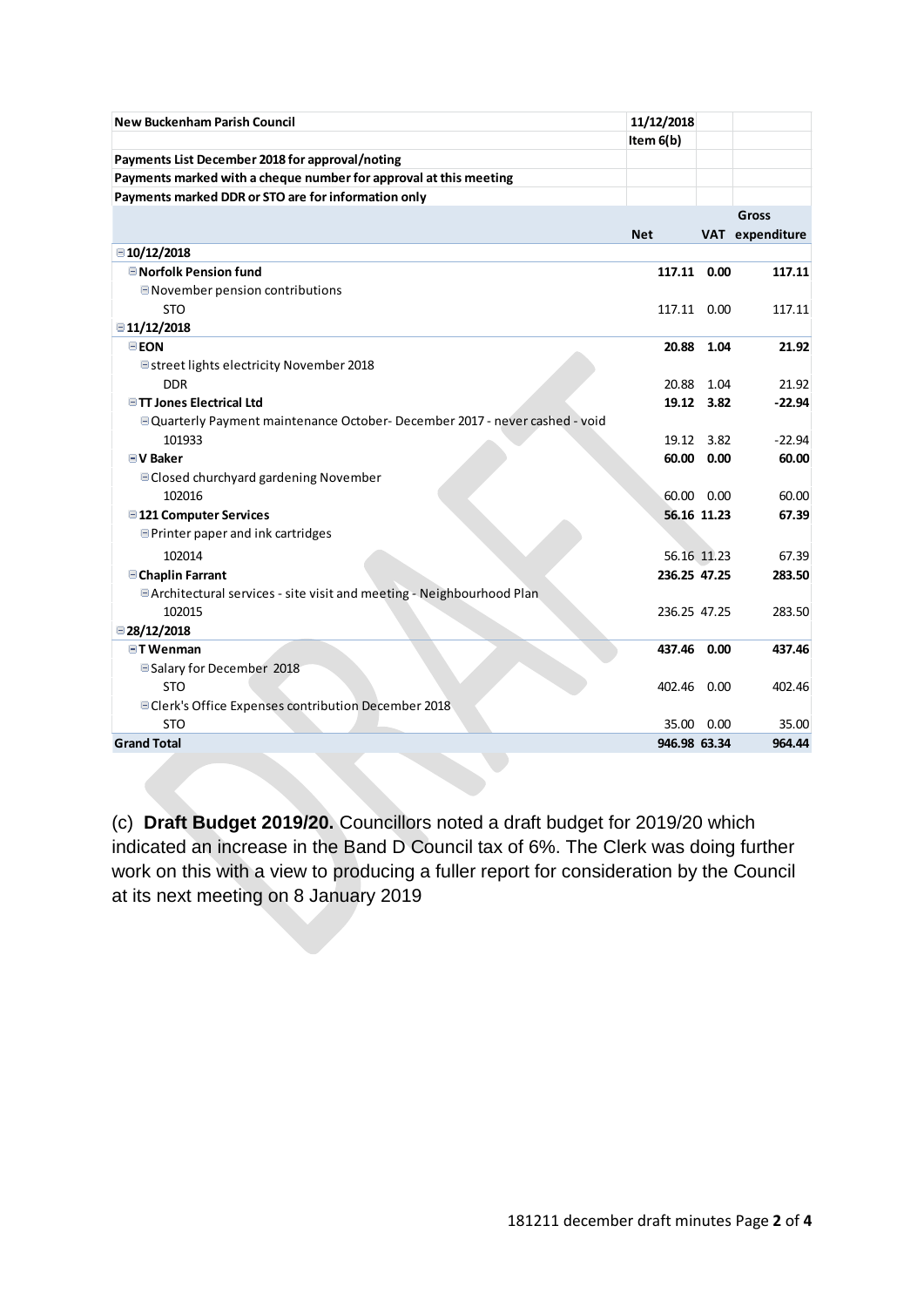| New Buckenham Parish Council | 11/12/2018 | | |
|---|---|---|---|
| | Item 6(b) | | |
| **Payments List December 2018 for approval/noting** | | | |
| **Payments marked with a cheque number for approval at this meeting** | | | |
| **Payments marked DDR or STO are for information only** | | | |
| | **Net** | **VAT** | **Gross expenditure** |
| **10/12/2018** | | | |
| **Norfolk Pension fund** | **117.11** | **0.00** | **117.11** |
| November pension contributions | | | |
| STO | 117.11 | 0.00 | 117.11 |
| **11/12/2018** | | | |
| **EON** | **20.88** | **1.04** | **21.92** |
| street lights electricity November 2018 | | | |
| DDR | 20.88 | 1.04 | 21.92 |
| **TT Jones Electrical Ltd** | **19.12** | **3.82** | **-22.94** |
| Quarterly Payment maintenance October- December 2017 - never cashed - void | | | |
| 101933 | 19.12 | 3.82 | -22.94 |
| **V Baker** | **60.00** | **0.00** | **60.00** |
| Closed churchyard gardening November | | | |
| 102016 | 60.00 | 0.00 | 60.00 |
| **121 Computer Services** | **56.16** | **11.23** | **67.39** |
| Printer paper and ink cartridges | | | |
| 102014 | 56.16 | 11.23 | 67.39 |
| **Chaplin Farrant** | **236.25** | **47.25** | **283.50** |
| Architectural services - site visit and meeting - Neighbourhood Plan | | | |
| 102015 | 236.25 | 47.25 | 283.50 |
| **28/12/2018** | | | |
| **T Wenman** | **437.46** | **0.00** | **437.46** |
| Salary for December 2018 | | | |
| STO | 402.46 | 0.00 | 402.46 |
| Clerk's Office Expenses contribution December 2018 | | | |
| STO | 35.00 | 0.00 | 35.00 |
| **Grand Total** | **946.98** | **63.34** | **964.44** |

(c) **Draft Budget 2019/20.** Councillors noted a draft budget for 2019/20 which indicated an increase in the Band D Council tax of 6%. The Clerk was doing further work on this with a view to producing a fuller report for consideration by the Council at its next meeting on 8 January 2019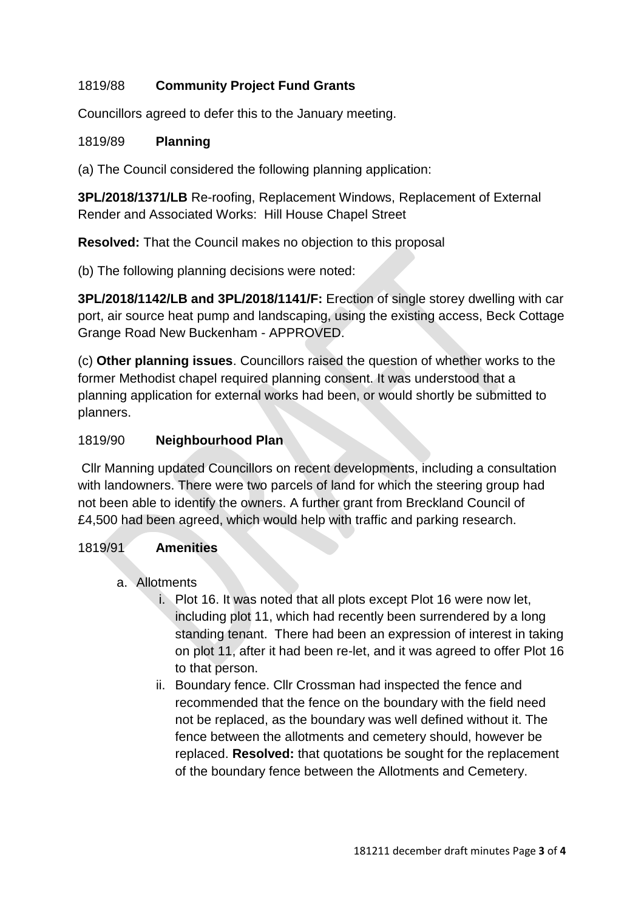1819/88 **Community Project Fund Grants**

Councillors agreed to defer this to the January meeting.

1819/89 **Planning**

(a) The Council considered the following planning application:

**3PL/2018/1371/LB** Re-roofing, Replacement Windows, Replacement of External Render and Associated Works: Hill House Chapel Street

**Resolved:** That the Council makes no objection to this proposal

(b) The following planning decisions were noted:

**3PL/2018/1142/LB and 3PL/2018/1141/F:** Erection of single storey dwelling with car port, air source heat pump and landscaping, using the existing access, Beck Cottage Grange Road New Buckenham - APPROVED.

(c) **Other planning issues**. Councillors raised the question of whether works to the former Methodist chapel required planning consent. It was understood that a planning application for external works had been, or would shortly be submitted to planners.

1819/90 **Neighbourhood Plan**

Cllr Manning updated Councillors on recent developments, including a consultation with landowners. There were two parcels of land for which the steering group had not been able to identify the owners. A further grant from Breckland Council of £4,500 had been agreed, which would help with traffic and parking research.

1819/91 **Amenities**

a. Allotments
   i. Plot 16. It was noted that all plots except Plot 16 were now let, including plot 11, which had recently been surrendered by a long standing tenant. There had been an expression of interest in taking on plot 11, after it had been re-let, and it was agreed to offer Plot 16 to that person.
   ii. Boundary fence. Cllr Crossman had inspected the fence and recommended that the fence on the boundary with the field need not be replaced, as the boundary was well defined without it. The fence between the allotments and cemetery should, however be replaced. **Resolved:** that quotations be sought for the replacement of the boundary fence between the Allotments and Cemetery.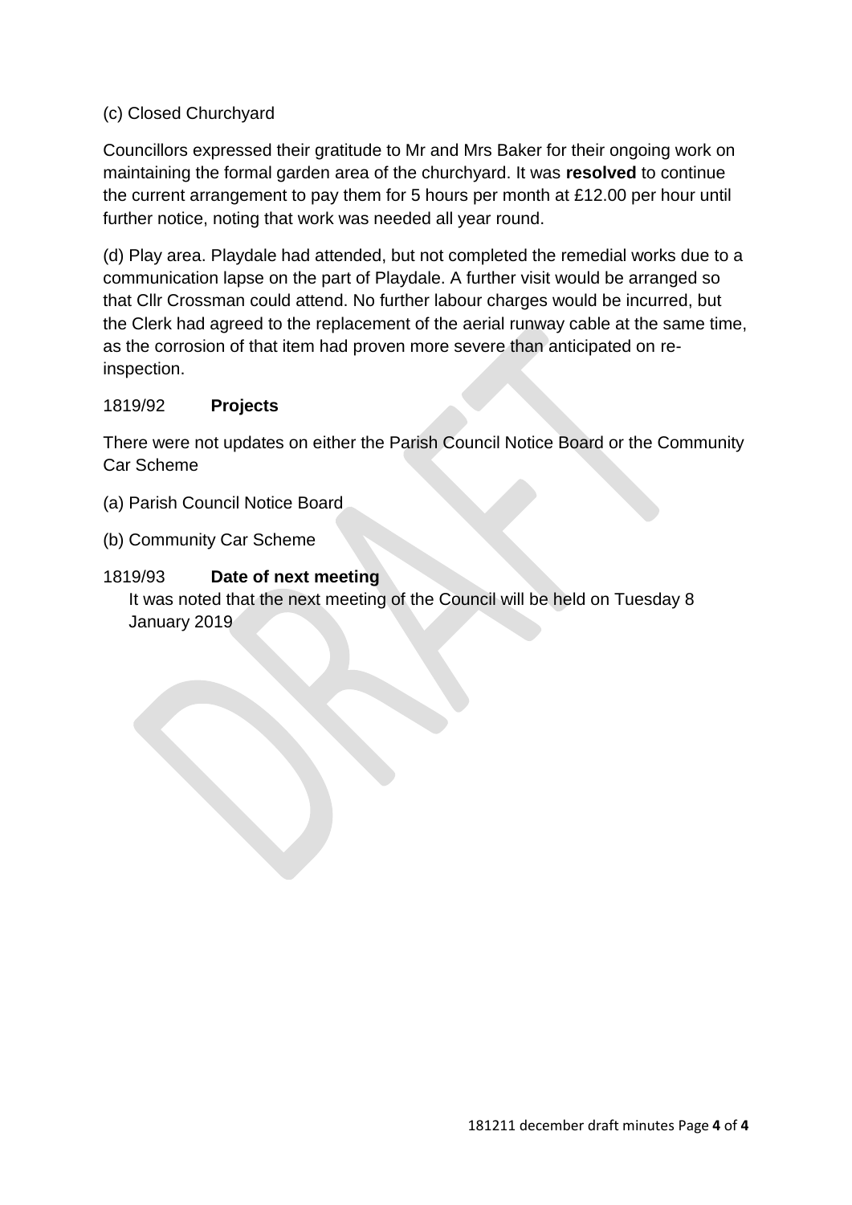(c) Closed Churchyard

Councillors expressed their gratitude to Mr and Mrs Baker for their ongoing work on maintaining the formal garden area of the churchyard. It was **resolved** to continue the current arrangement to pay them for 5 hours per month at £12.00 per hour until further notice, noting that work was needed all year round.

(d) Play area. Playdale had attended, but not completed the remedial works due to a communication lapse on the part of Playdale. A further visit would be arranged so that Cllr Crossman could attend. No further labour charges would be incurred, but the Clerk had agreed to the replacement of the aerial runway cable at the same time, as the corrosion of that item had proven more severe than anticipated on re-inspection.

1819/92 **Projects**

There were not updates on either the Parish Council Notice Board or the Community Car Scheme

(a) Parish Council Notice Board

(b) Community Car Scheme

1819/93 **Date of next meeting**

It was noted that the next meeting of the Council will be held on Tuesday 8 January 2019